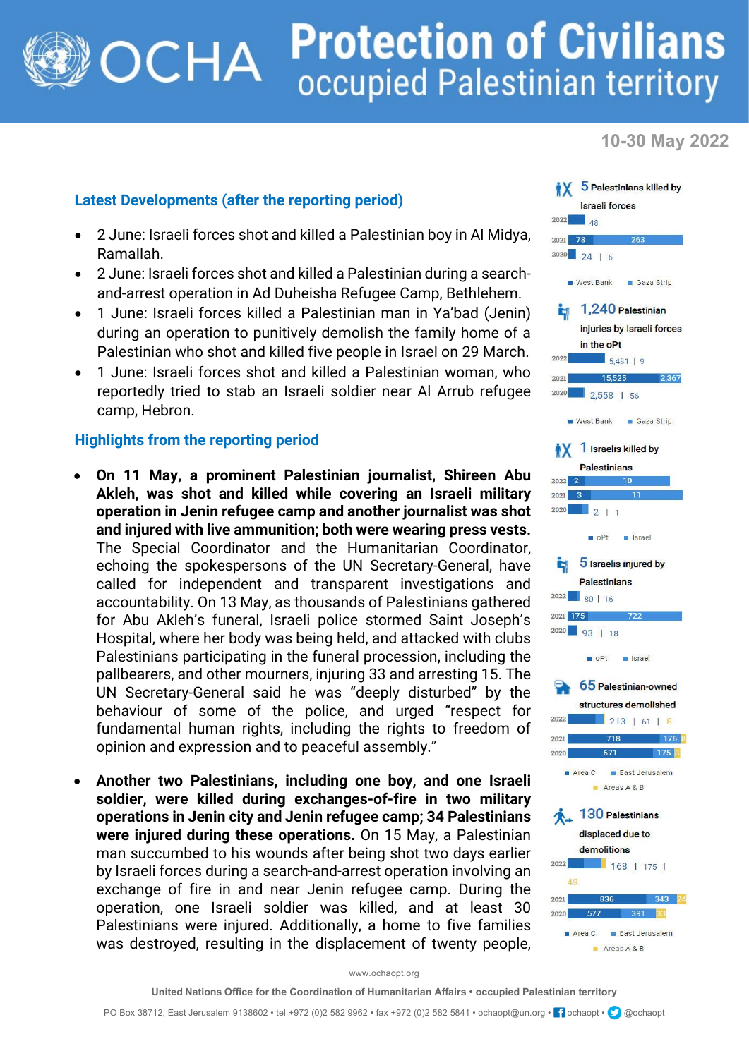# OCHA Protection of Civilians occupied Palestinian territory

**10-30 May 2022**

## Latest Developments (after the reporting period)

- 2 June: Israeli forces shot and killed a Palestinian boy in Al Midya, Ramallah.
- 2 June: Israeli forces shot and killed a Palestinian during a search-and-arrest operation in Ad Duheisha Refugee Camp, Bethlehem.
- 1 June: Israeli forces killed a Palestinian man in Ya'bad (Jenin) during an operation to punitively demolish the family home of a Palestinian who shot and killed five people in Israel on 29 March.
- 1 June: Israeli forces shot and killed a Palestinian woman, who reportedly tried to stab an Israeli soldier near Al Arrub refugee camp, Hebron.

## Highlights from the reporting period

- **On 11 May, a prominent Palestinian journalist, Shireen Abu Akleh, was shot and killed while covering an Israeli military operation in Jenin refugee camp and another journalist was shot and injured with live ammunition; both were wearing press vests.** The Special Coordinator and the Humanitarian Coordinator, echoing the spokespersons of the UN Secretary-General, have called for independent and transparent investigations and accountability. On 13 May, as thousands of Palestinians gathered for Abu Akleh's funeral, Israeli police stormed Saint Joseph's Hospital, where her body was being held, and attacked with clubs Palestinians participating in the funeral procession, including the pallbearers, and other mourners, injuring 33 and arresting 15. The UN Secretary-General said he was "deeply disturbed" by the behaviour of some of the police, and urged "respect for fundamental human rights, including the rights to freedom of opinion and expression and to peaceful assembly."

- **Another two Palestinians, including one boy, and one Israeli soldier, were killed during exchanges-of-fire in two military operations in Jenin city and Jenin refugee camp; 34 Palestinians were injured during these operations.** On 15 May, a Palestinian man succumbed to his wounds after being shot two days earlier by Israeli forces during a search-and-arrest operation involving an exchange of fire in and near Jenin refugee camp. During the operation, one Israeli soldier was killed, and at least 30 Palestinians were injured. Additionally, a home to five families was destroyed, resulting in the displacement of twenty people,

---

**5** Palestinians killed by Israeli forces

| Year | West Bank | Gaza Strip |
|---|---|---|
| 2022 | 48 | |
| 2021 | 78 | 263 |
| 2020 | 24 | 6 |

**1,240** Palestinian injuries by Israeli forces in the oPt

| Year | West Bank | Gaza Strip |
|---|---|---|
| 2022 | 5,481 | 9 |
| 2021 | 15,525 | 2,367 |
| 2020 | 2,558 | 56 |

**1** Israelis killed by Palestinians

| Year | oPt | Israel |
|---|---|---|
| 2022 | 2 | 10 |
| 2021 | 3 | 11 |
| 2020 | 2 | 1 |

**5** Israelis injured by Palestinians

| Year | oPt | Israel |
|---|---|---|
| 2022 | 80 | 16 |
| 2021 | 175 | 722 |
| 2020 | 93 | 18 |

**65** Palestinian-owned structures demolished

| Year | Area C | East Jerusalem | Areas A & B |
|---|---|---|---|
| 2022 | 213 | 61 | 8 |
| 2021 | 718 | 176 | 8 |
| 2020 | 671 | 175 | 8 |

**130** Palestinians displaced due to demolitions

| Year | Area C | East Jerusalem | Areas A & B |
|---|---|---|---|
| 2022 | 168 | 175 | 49 |
| 2021 | 836 | 343 | 24 |
| 2020 | 577 | 391 | 33 |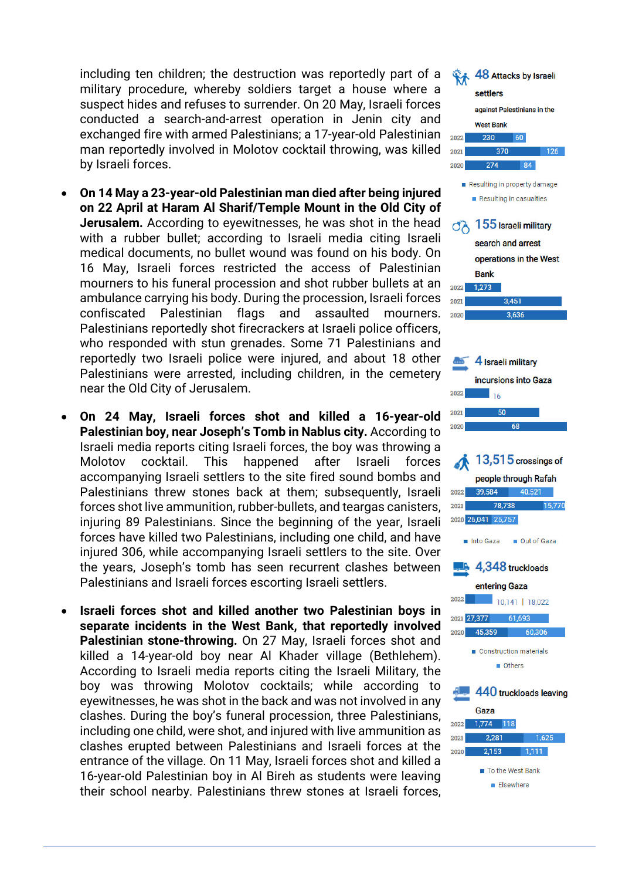including ten children; the destruction was reportedly part of a military procedure, whereby soldiers target a house where a suspect hides and refuses to surrender. On 20 May, Israeli forces conducted a search-and-arrest operation in Jenin city and exchanged fire with armed Palestinians; a 17-year-old Palestinian man reportedly involved in Molotov cocktail throwing, was killed by Israeli forces.

- **On 14 May a 23-year-old Palestinian man died after being injured on 22 April at Haram Al Sharif/Temple Mount in the Old City of Jerusalem.** According to eyewitnesses, he was shot in the head with a rubber bullet; according to Israeli media citing Israeli medical documents, no bullet wound was found on his body. On 16 May, Israeli forces restricted the access of Palestinian mourners to his funeral procession and shot rubber bullets at an ambulance carrying his body. During the procession, Israeli forces confiscated Palestinian flags and assaulted mourners. Palestinians reportedly shot firecrackers at Israeli police officers, who responded with stun grenades. Some 71 Palestinians and reportedly two Israeli police were injured, and about 18 other Palestinians were arrested, including children, in the cemetery near the Old City of Jerusalem.
- **On 24 May, Israeli forces shot and killed a 16-year-old Palestinian boy, near Joseph's Tomb in Nablus city.** According to Israeli media reports citing Israeli forces, the boy was throwing a Molotov cocktail. This happened after Israeli forces accompanying Israeli settlers to the site fired sound bombs and Palestinians threw stones back at them; subsequently, Israeli forces shot live ammunition, rubber-bullets, and teargas canisters, injuring 89 Palestinians. Since the beginning of the year, Israeli forces have killed two Palestinians, including one child, and have injured 306, while accompanying Israeli settlers to the site. Over the years, Joseph's tomb has seen recurrent clashes between Palestinians and Israeli forces escorting Israeli settlers.
- **Israeli forces shot and killed another two Palestinian boys in separate incidents in the West Bank, that reportedly involved Palestinian stone-throwing.** On 27 May, Israeli forces shot and killed a 14-year-old boy near Al Khader village (Bethlehem). According to Israeli media reports citing the Israeli Military, the boy was throwing Molotov cocktails; while according to eyewitnesses, he was shot in the back and was not involved in any clashes. During the boy's funeral procession, three Palestinians, including one child, were shot, and injured with live ammunition as clashes erupted between Palestinians and Israeli forces at the entrance of the village. On 11 May, Israeli forces shot and killed a 16-year-old Palestinian boy in Al Bireh as students were leaving their school nearby. Palestinians threw stones at Israeli forces,

**48** Attacks by Israeli settlers against Palestinians in the West Bank

| Year | Resulting in property damage | Resulting in casualties |
|---|---|---|
| 2022 | 230 | 60 |
| 2021 | 370 | 126 |
| 2020 | 274 | 84 |

**155** Israeli military search and arrest operations in the West Bank

| Year | Operations |
|---|---|
| 2022 | 1,273 |
| 2021 | 3,451 |
| 2020 | 3,636 |

**4** Israeli military incursions into Gaza

| Year | Incursions |
|---|---|
| 2022 | 16 |
| 2021 | 50 |
| 2020 | 68 |

**13,515** crossings of people through Rafah

| Year | Into Gaza | Out of Gaza |
|---|---|---|
| 2022 | 39,584 | 40,521 |
| 2021 | 78,738 | 15,770 |
| 2020 | 26,041 | 25,757 |

**4,348** truckloads entering Gaza

| Year | Construction materials | Others |
|---|---|---|
| 2022 | 10,141 | 18,022 |
| 2021 | 27,377 | 61,693 |
| 2020 | 45,359 | 60,306 |

**440** truckloads leaving Gaza

| Year | To the West Bank | Elsewhere |
|---|---|---|
| 2022 | 1,774 | 118 |
| 2021 | 2,281 | 1,625 |
| 2020 | 2,153 | 1,111 |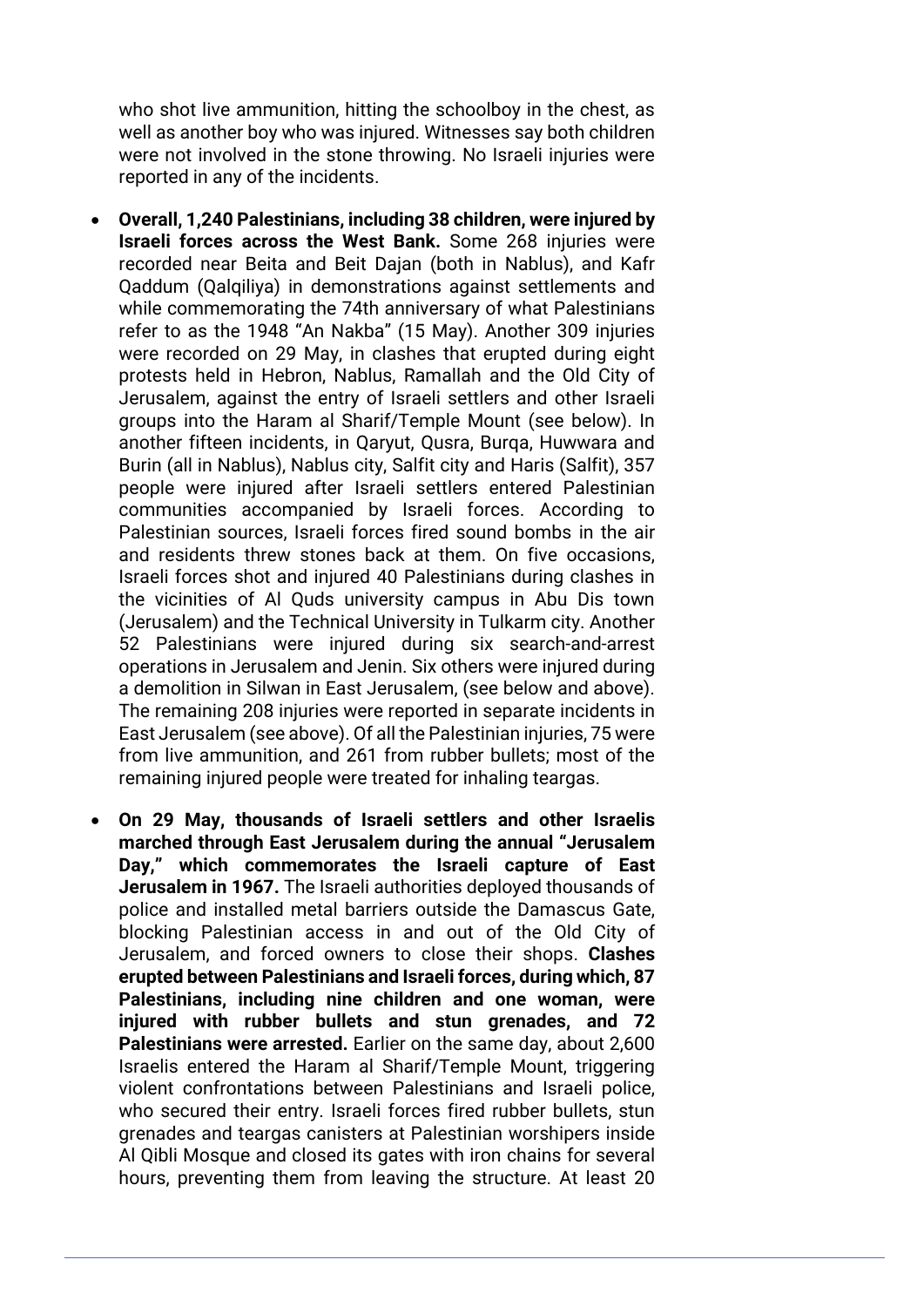who shot live ammunition, hitting the schoolboy in the chest, as well as another boy who was injured. Witnesses say both children were not involved in the stone throwing. No Israeli injuries were reported in any of the incidents.

- **Overall, 1,240 Palestinians, including 38 children, were injured by Israeli forces across the West Bank.** Some 268 injuries were recorded near Beita and Beit Dajan (both in Nablus), and Kafr Qaddum (Qalqiliya) in demonstrations against settlements and while commemorating the 74th anniversary of what Palestinians refer to as the 1948 "An Nakba" (15 May). Another 309 injuries were recorded on 29 May, in clashes that erupted during eight protests held in Hebron, Nablus, Ramallah and the Old City of Jerusalem, against the entry of Israeli settlers and other Israeli groups into the Haram al Sharif/Temple Mount (see below). In another fifteen incidents, in Qaryut, Qusra, Burqa, Huwwara and Burin (all in Nablus), Nablus city, Salfit city and Haris (Salfit), 357 people were injured after Israeli settlers entered Palestinian communities accompanied by Israeli forces. According to Palestinian sources, Israeli forces fired sound bombs in the air and residents threw stones back at them. On five occasions, Israeli forces shot and injured 40 Palestinians during clashes in the vicinities of Al Quds university campus in Abu Dis town (Jerusalem) and the Technical University in Tulkarm city. Another 52 Palestinians were injured during six search-and-arrest operations in Jerusalem and Jenin. Six others were injured during a demolition in Silwan in East Jerusalem, (see below and above). The remaining 208 injuries were reported in separate incidents in East Jerusalem (see above). Of all the Palestinian injuries, 75 were from live ammunition, and 261 from rubber bullets; most of the remaining injured people were treated for inhaling teargas.

- **On 29 May, thousands of Israeli settlers and other Israelis marched through East Jerusalem during the annual "Jerusalem Day," which commemorates the Israeli capture of East Jerusalem in 1967.** The Israeli authorities deployed thousands of police and installed metal barriers outside the Damascus Gate, blocking Palestinian access in and out of the Old City of Jerusalem, and forced owners to close their shops. **Clashes erupted between Palestinians and Israeli forces, during which, 87 Palestinians, including nine children and one woman, were injured with rubber bullets and stun grenades, and 72 Palestinians were arrested.** Earlier on the same day, about 2,600 Israelis entered the Haram al Sharif/Temple Mount, triggering violent confrontations between Palestinians and Israeli police, who secured their entry. Israeli forces fired rubber bullets, stun grenades and teargas canisters at Palestinian worshipers inside Al Qibli Mosque and closed its gates with iron chains for several hours, preventing them from leaving the structure. At least 20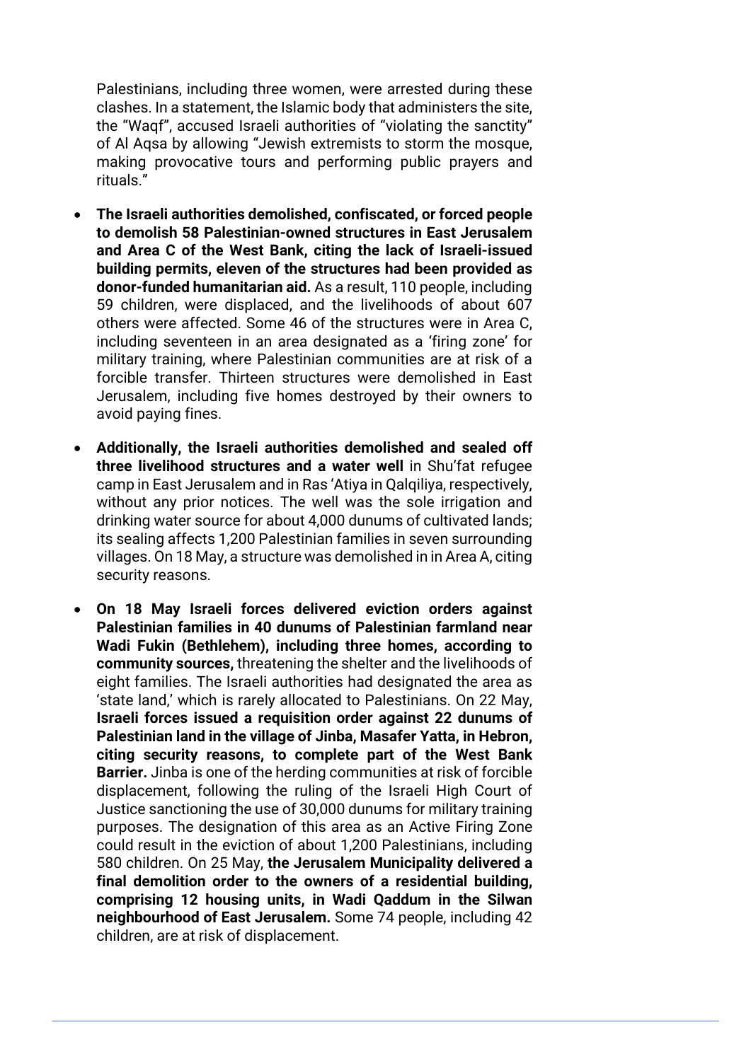Palestinians, including three women, were arrested during these clashes. In a statement, the Islamic body that administers the site, the "Waqf", accused Israeli authorities of "violating the sanctity" of Al Aqsa by allowing "Jewish extremists to storm the mosque, making provocative tours and performing public prayers and rituals."

- **The Israeli authorities demolished, confiscated, or forced people to demolish 58 Palestinian-owned structures in East Jerusalem and Area C of the West Bank, citing the lack of Israeli-issued building permits, eleven of the structures had been provided as donor-funded humanitarian aid.** As a result, 110 people, including 59 children, were displaced, and the livelihoods of about 607 others were affected. Some 46 of the structures were in Area C, including seventeen in an area designated as a 'firing zone' for military training, where Palestinian communities are at risk of a forcible transfer. Thirteen structures were demolished in East Jerusalem, including five homes destroyed by their owners to avoid paying fines.

- **Additionally, the Israeli authorities demolished and sealed off three livelihood structures and a water well** in Shu'fat refugee camp in East Jerusalem and in Ras 'Atiya in Qalqiliya, respectively, without any prior notices. The well was the sole irrigation and drinking water source for about 4,000 dunums of cultivated lands; its sealing affects 1,200 Palestinian families in seven surrounding villages. On 18 May, a structure was demolished in in Area A, citing security reasons.

- **On 18 May Israeli forces delivered eviction orders against Palestinian families in 40 dunums of Palestinian farmland near Wadi Fukin (Bethlehem), including three homes, according to community sources,** threatening the shelter and the livelihoods of eight families. The Israeli authorities had designated the area as 'state land,' which is rarely allocated to Palestinians. On 22 May, **Israeli forces issued a requisition order against 22 dunums of Palestinian land in the village of Jinba, Masafer Yatta, in Hebron, citing security reasons, to complete part of the West Bank Barrier.** Jinba is one of the herding communities at risk of forcible displacement, following the ruling of the Israeli High Court of Justice sanctioning the use of 30,000 dunums for military training purposes. The designation of this area as an Active Firing Zone could result in the eviction of about 1,200 Palestinians, including 580 children. On 25 May, **the Jerusalem Municipality delivered a final demolition order to the owners of a residential building, comprising 12 housing units, in Wadi Qaddum in the Silwan neighbourhood of East Jerusalem.** Some 74 people, including 42 children, are at risk of displacement.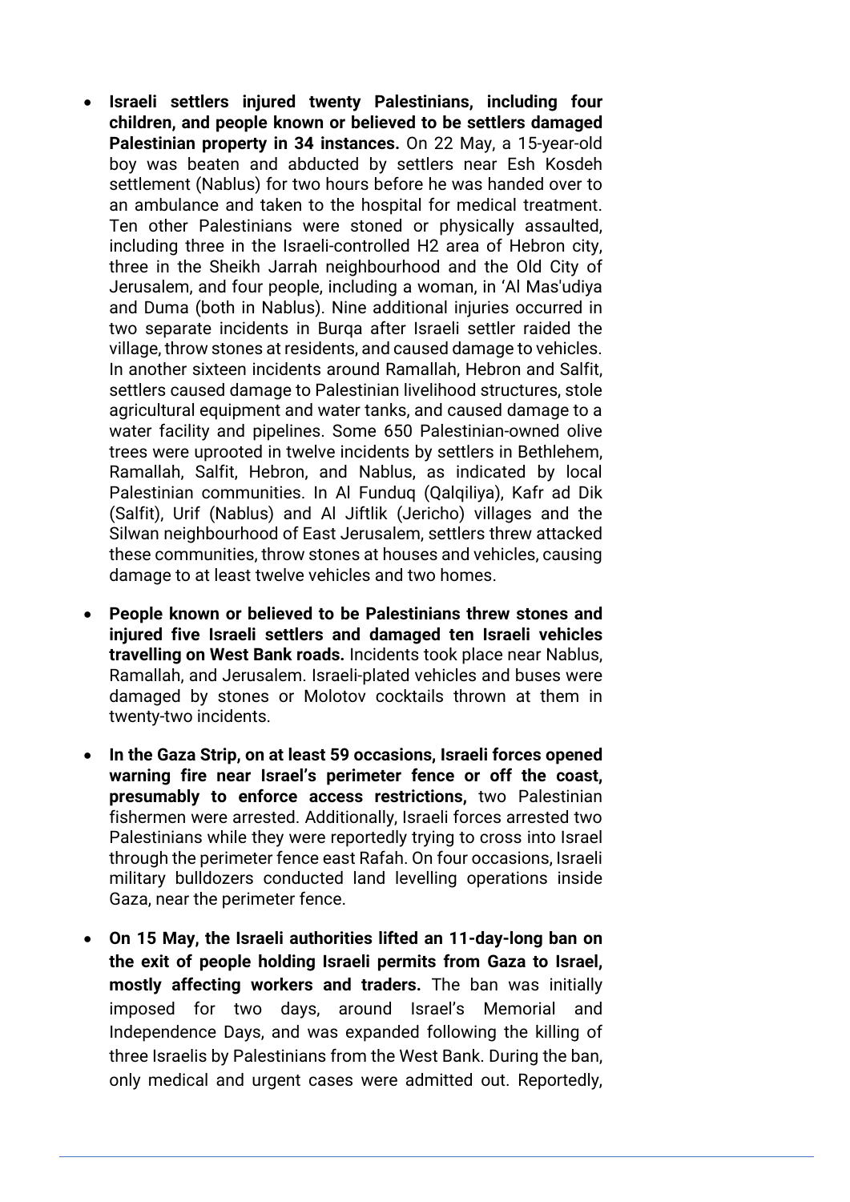- **Israeli settlers injured twenty Palestinians, including four children, and people known or believed to be settlers damaged Palestinian property in 34 instances.** On 22 May, a 15-year-old boy was beaten and abducted by settlers near Esh Kosdeh settlement (Nablus) for two hours before he was handed over to an ambulance and taken to the hospital for medical treatment. Ten other Palestinians were stoned or physically assaulted, including three in the Israeli-controlled H2 area of Hebron city, three in the Sheikh Jarrah neighbourhood and the Old City of Jerusalem, and four people, including a woman, in 'Al Mas'udiya and Duma (both in Nablus). Nine additional injuries occurred in two separate incidents in Burqa after Israeli settler raided the village, throw stones at residents, and caused damage to vehicles. In another sixteen incidents around Ramallah, Hebron and Salfit, settlers caused damage to Palestinian livelihood structures, stole agricultural equipment and water tanks, and caused damage to a water facility and pipelines. Some 650 Palestinian-owned olive trees were uprooted in twelve incidents by settlers in Bethlehem, Ramallah, Salfit, Hebron, and Nablus, as indicated by local Palestinian communities. In Al Funduq (Qalqiliya), Kafr ad Dik (Salfit), Urif (Nablus) and Al Jiftlik (Jericho) villages and the Silwan neighbourhood of East Jerusalem, settlers threw attacked these communities, throw stones at houses and vehicles, causing damage to at least twelve vehicles and two homes.

- **People known or believed to be Palestinians threw stones and injured five Israeli settlers and damaged ten Israeli vehicles travelling on West Bank roads.** Incidents took place near Nablus, Ramallah, and Jerusalem. Israeli-plated vehicles and buses were damaged by stones or Molotov cocktails thrown at them in twenty-two incidents.

- **In the Gaza Strip, on at least 59 occasions, Israeli forces opened warning fire near Israel's perimeter fence or off the coast, presumably to enforce access restrictions,** two Palestinian fishermen were arrested. Additionally, Israeli forces arrested two Palestinians while they were reportedly trying to cross into Israel through the perimeter fence east Rafah. On four occasions, Israeli military bulldozers conducted land levelling operations inside Gaza, near the perimeter fence.

- **On 15 May, the Israeli authorities lifted an 11-day-long ban on the exit of people holding Israeli permits from Gaza to Israel, mostly affecting workers and traders.** The ban was initially imposed for two days, around Israel's Memorial and Independence Days, and was expanded following the killing of three Israelis by Palestinians from the West Bank. During the ban, only medical and urgent cases were admitted out. Reportedly,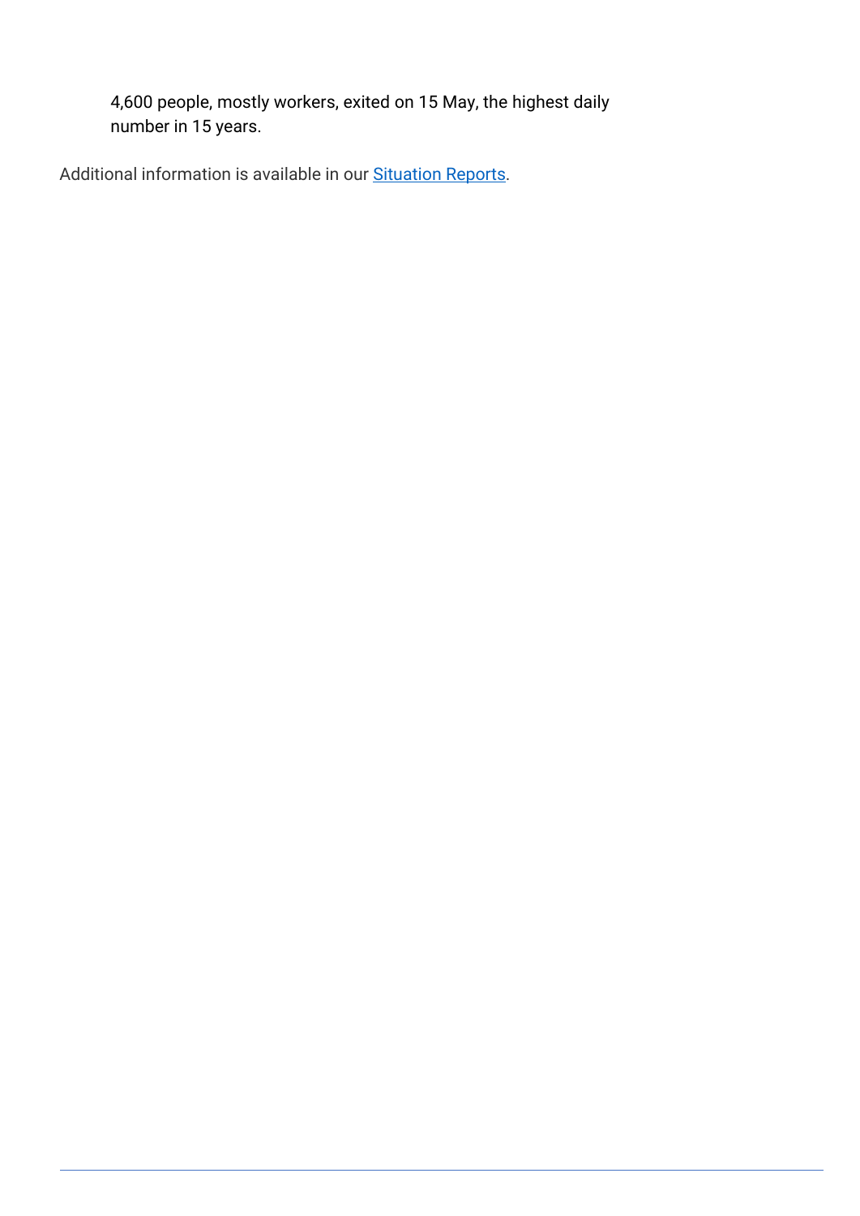4,600 people, mostly workers, exited on 15 May, the highest daily number in 15 years.

Additional information is available in our Situation Reports.